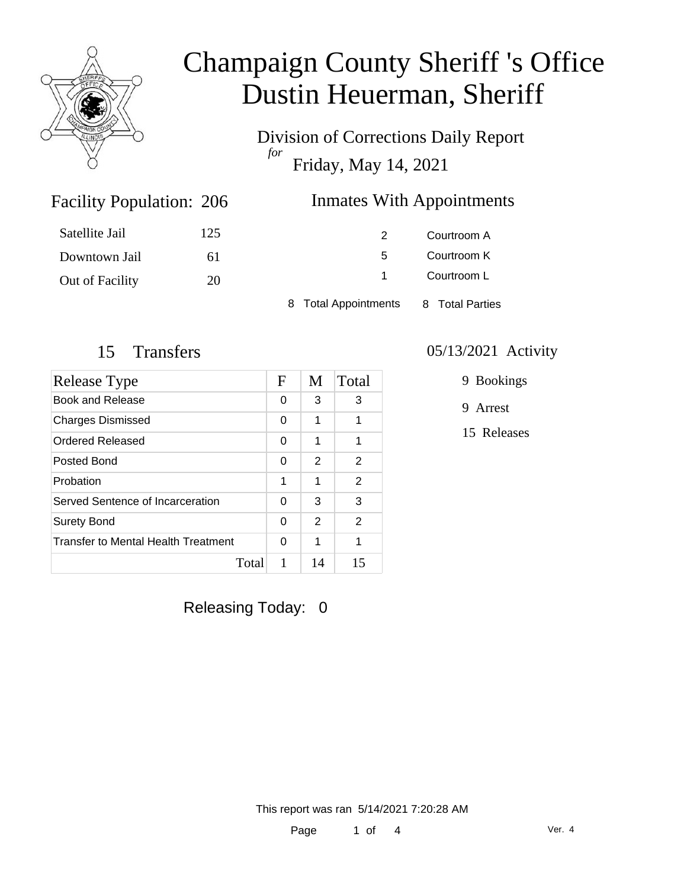# Champaign County Sheriff 's Office
# Dustin Heuerman, Sheriff

Division of Corrections Daily Report
*for*
Friday, May 14, 2021

## Facility Population: 206

| | |
|---|---|
| Satellite Jail | 125 |
| Downtown Jail | 61 |
| Out of Facility | 20 |

## Inmates With Appointments

| | |
|---|---|
| 2 | Courtroom A |
| 5 | Courtroom K |
| 1 | Courtroom L |

8 Total Appointments    8 Total Parties

## 15 Transfers

| Release Type | F | M | Total |
|---|---|---|---|
| Book and Release | 0 | 3 | 3 |
| Charges Dismissed | 0 | 1 | 1 |
| Ordered Released | 0 | 1 | 1 |
| Posted Bond | 0 | 2 | 2 |
| Probation | 1 | 1 | 2 |
| Served Sentence of Incarceration | 0 | 3 | 3 |
| Surety Bond | 0 | 2 | 2 |
| Transfer to Mental Health Treatment | 0 | 1 | 1 |
| Total | 1 | 14 | 15 |

## 05/13/2021 Activity

9 Bookings

9 Arrest

15 Releases

Releasing Today: 0

This report was ran 5/14/2021 7:20:28 AM

Ver. 4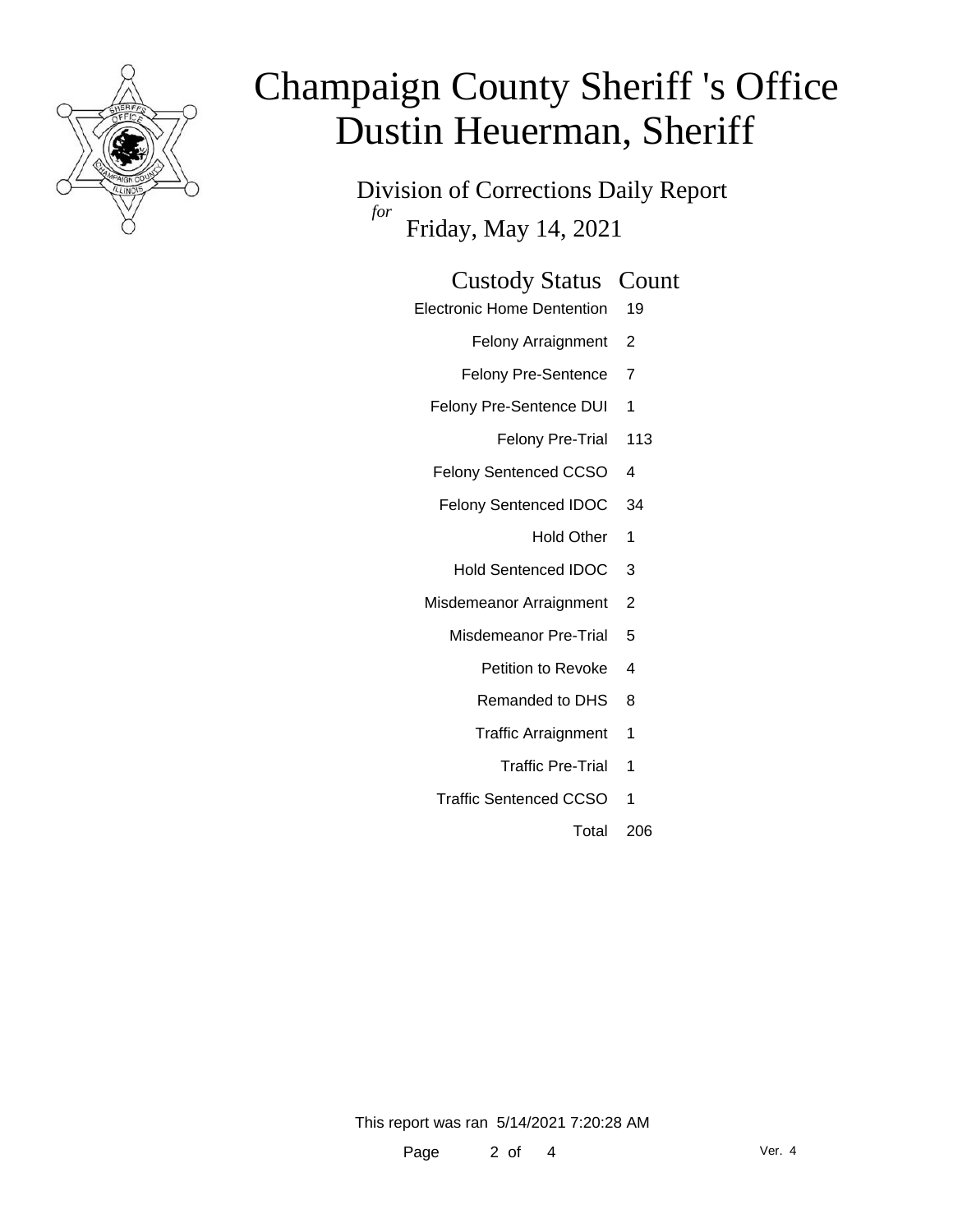# Champaign County Sheriff 's Office
# Dustin Heuerman, Sheriff

## Division of Corrections Daily Report

*for* Friday, May 14, 2021

| Custody Status | Count |
|---|---|
| Electronic Home Dentention | 19 |
| Felony Arraignment | 2 |
| Felony Pre-Sentence | 7 |
| Felony Pre-Sentence DUI | 1 |
| Felony Pre-Trial | 113 |
| Felony Sentenced CCSO | 4 |
| Felony Sentenced IDOC | 34 |
| Hold Other | 1 |
| Hold Sentenced IDOC | 3 |
| Misdemeanor Arraignment | 2 |
| Misdemeanor Pre-Trial | 5 |
| Petition to Revoke | 4 |
| Remanded to DHS | 8 |
| Traffic Arraignment | 1 |
| Traffic Pre-Trial | 1 |
| Traffic Sentenced CCSO | 1 |
| Total | 206 |

This report was ran 5/14/2021 7:20:28 AM

Ver. 4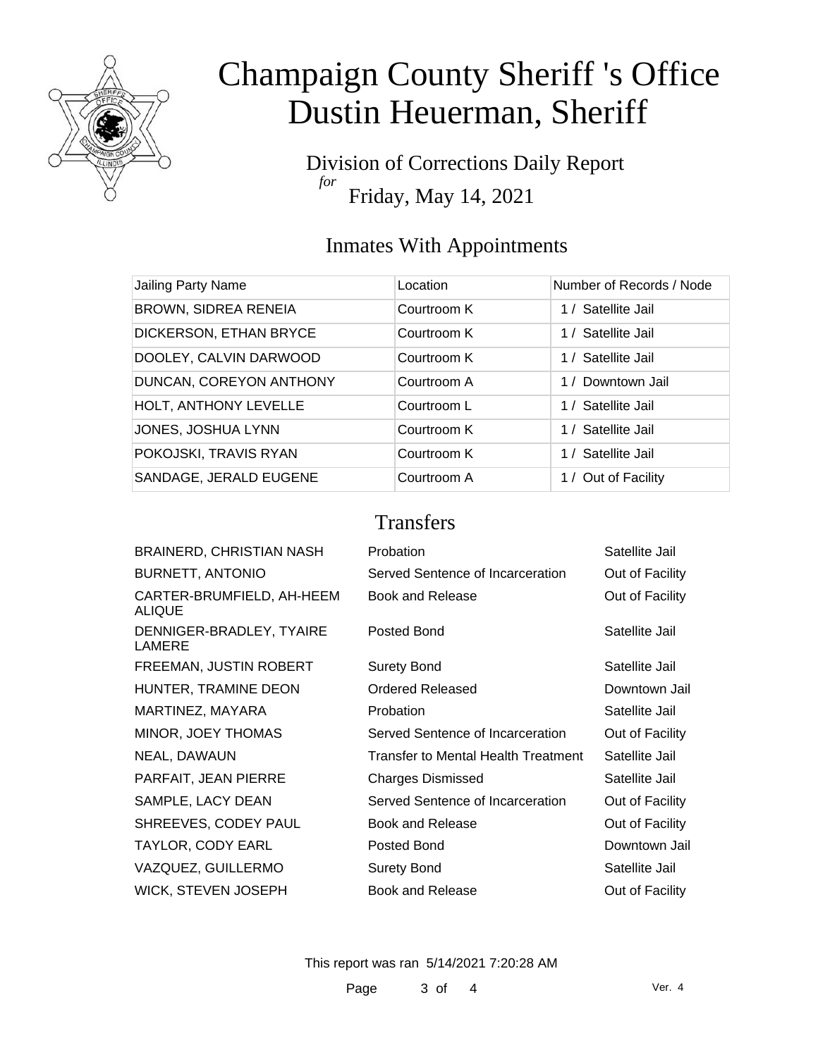# Champaign County Sheriff 's Office
# Dustin Heuerman, Sheriff

Division of Corrections Daily Report
*for*
Friday, May 14, 2021

## Inmates With Appointments

| Jailing Party Name | Location | Number of Records / Node |
|---|---|---|
| BROWN, SIDREA RENEIA | Courtroom K | 1 / Satellite Jail |
| DICKERSON, ETHAN BRYCE | Courtroom K | 1 / Satellite Jail |
| DOOLEY, CALVIN DARWOOD | Courtroom K | 1 / Satellite Jail |
| DUNCAN, COREYON ANTHONY | Courtroom A | 1 / Downtown Jail |
| HOLT, ANTHONY LEVELLE | Courtroom L | 1 / Satellite Jail |
| JONES, JOSHUA LYNN | Courtroom K | 1 / Satellite Jail |
| POKOJSKI, TRAVIS RYAN | Courtroom K | 1 / Satellite Jail |
| SANDAGE, JERALD EUGENE | Courtroom A | 1 / Out of Facility |

## Transfers

| | | |
|---|---|---|
| BRAINERD, CHRISTIAN NASH | Probation | Satellite Jail |
| BURNETT, ANTONIO | Served Sentence of Incarceration | Out of Facility |
| CARTER-BRUMFIELD, AH-HEEM ALIQUE | Book and Release | Out of Facility |
| DENNIGER-BRADLEY, TYAIRE LAMERE | Posted Bond | Satellite Jail |
| FREEMAN, JUSTIN ROBERT | Surety Bond | Satellite Jail |
| HUNTER, TRAMINE DEON | Ordered Released | Downtown Jail |
| MARTINEZ, MAYARA | Probation | Satellite Jail |
| MINOR, JOEY THOMAS | Served Sentence of Incarceration | Out of Facility |
| NEAL, DAWAUN | Transfer to Mental Health Treatment | Satellite Jail |
| PARFAIT, JEAN PIERRE | Charges Dismissed | Satellite Jail |
| SAMPLE, LACY DEAN | Served Sentence of Incarceration | Out of Facility |
| SHREEVES, CODEY PAUL | Book and Release | Out of Facility |
| TAYLOR, CODY EARL | Posted Bond | Downtown Jail |
| VAZQUEZ, GUILLERMO | Surety Bond | Satellite Jail |
| WICK, STEVEN JOSEPH | Book and Release | Out of Facility |

This report was ran 5/14/2021 7:20:28 AM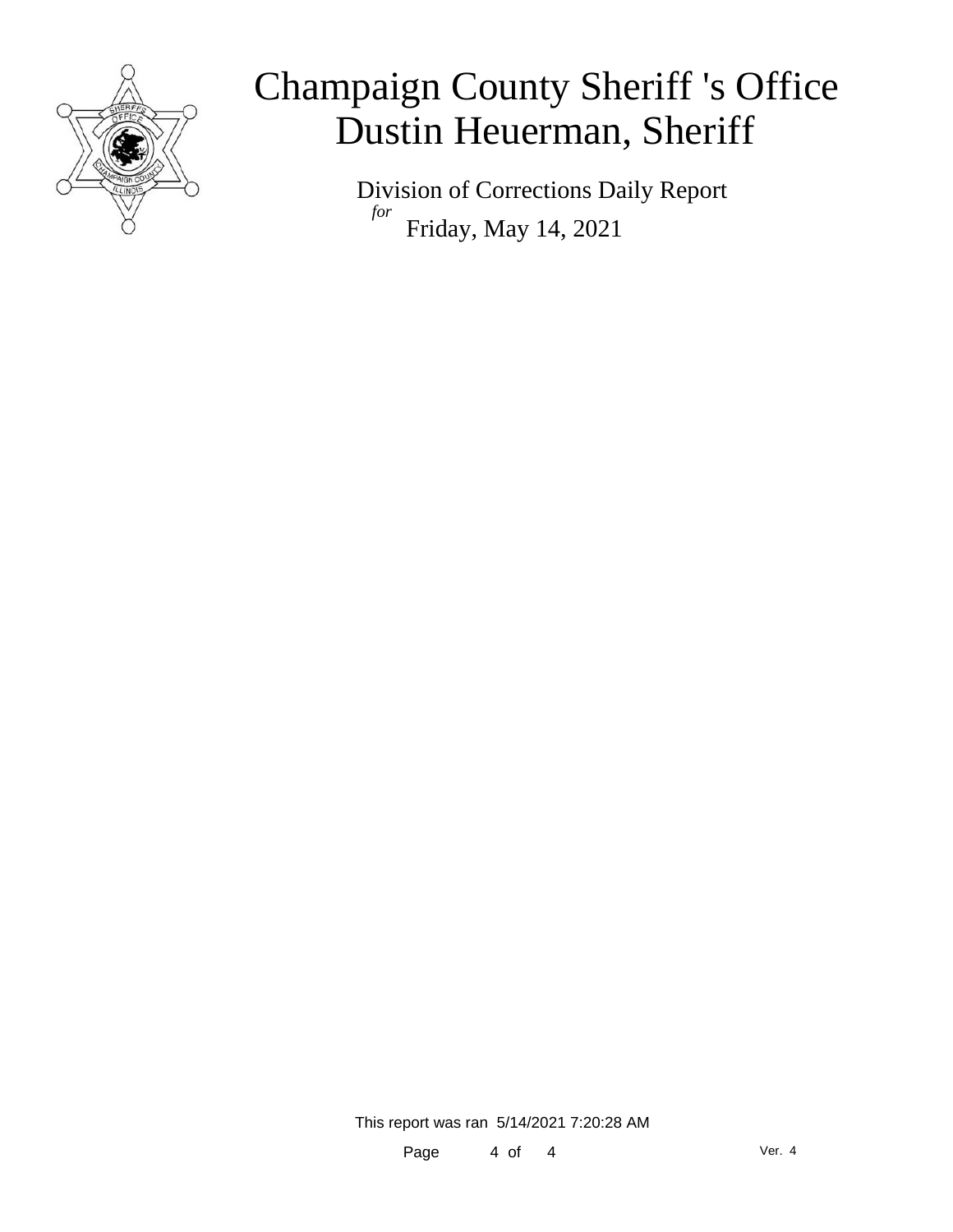# Champaign County Sheriff 's Office
# Dustin Heuerman, Sheriff

Division of Corrections Daily Report

*for*

Friday, May 14, 2021

This report was ran 5/14/2021 7:20:28 AM

Ver. 4